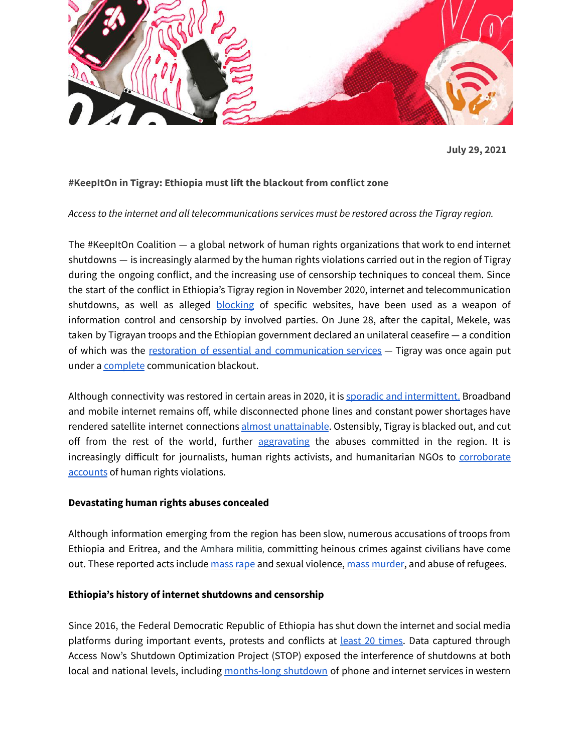**July 29, 2021**

**#KeepItOn in Tigray: Ethiopia must lift the blackout from conflict zone**

*Access to the internet and all telecommunications services must be restored across the Tigray region.*

The #KeepItOn Coalition — a global network of human rights organizations that work to end internet shutdowns — is increasingly alarmed by the human rights violations carried out in the region of Tigray during the ongoing conflict, and the increasing use of censorship techniques to conceal them. Since the start of the conflict in Ethiopia's Tigray region in November 2020, internet and telecommunication shutdowns, as well as alleged [blocking](#) of specific websites, have been used as a weapon of information control and censorship by involved parties. On June 28, after the capital, Mekele, was taken by Tigrayan troops and the Ethiopian government declared an unilateral ceasefire — a condition of which was the [restoration of essential and communication services](#) — Tigray was once again put under a [complete](#) communication blackout.

Although connectivity was restored in certain areas in 2020, it is [sporadic and intermittent.](#) Broadband and mobile internet remains off, while disconnected phone lines and constant power shortages have rendered satellite internet connections [almost unattainable](#). Ostensibly, Tigray is blacked out, and cut off from the rest of the world, further [aggravating](#) the abuses committed in the region. It is increasingly difficult for journalists, human rights activists, and humanitarian NGOs to [corroborate accounts](#) of human rights violations.

**Devastating human rights abuses concealed**

Although information emerging from the region has been slow, numerous accusations of troops from Ethiopia and Eritrea, and the Amhara militia, committing heinous crimes against civilians have come out. These reported acts include [mass rape](#) and sexual violence, [mass murder](#), and abuse of refugees.

**Ethiopia's history of internet shutdowns and censorship**

Since 2016, the Federal Democratic Republic of Ethiopia has shut down the internet and social media platforms during important events, protests and conflicts at [least 20 times](#). Data captured through Access Now's Shutdown Optimization Project (STOP) exposed the interference of shutdowns at both local and national levels, including [months-long shutdown](#) of phone and internet services in western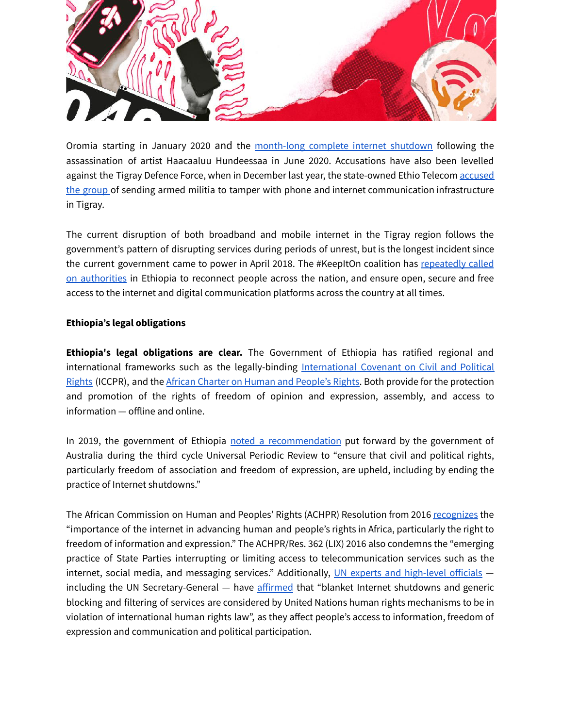Oromia starting in January 2020 and the month-long complete internet shutdown following the assassination of artist Haacaaluu Hundeessaa in June 2020. Accusations have also been levelled against the Tigray Defence Force, when in December last year, the state-owned Ethio Telecom accused the group of sending armed militia to tamper with phone and internet communication infrastructure in Tigray.

The current disruption of both broadband and mobile internet in the Tigray region follows the government's pattern of disrupting services during periods of unrest, but is the longest incident since the current government came to power in April 2018. The #KeepItOn coalition has repeatedly called on authorities in Ethiopia to reconnect people across the nation, and ensure open, secure and free access to the internet and digital communication platforms across the country at all times.

**Ethiopia's legal obligations**

**Ethiopia's legal obligations are clear.** The Government of Ethiopia has ratified regional and international frameworks such as the legally-binding International Covenant on Civil and Political Rights (ICCPR), and the African Charter on Human and People's Rights. Both provide for the protection and promotion of the rights of freedom of opinion and expression, assembly, and access to information — offline and online.

In 2019, the government of Ethiopia noted a recommendation put forward by the government of Australia during the third cycle Universal Periodic Review to "ensure that civil and political rights, particularly freedom of association and freedom of expression, are upheld, including by ending the practice of Internet shutdowns."

The African Commission on Human and Peoples' Rights (ACHPR) Resolution from 2016 recognizes the "importance of the internet in advancing human and people's rights in Africa, particularly the right to freedom of information and expression." The ACHPR/Res. 362 (LIX) 2016 also condemns the "emerging practice of State Parties interrupting or limiting access to telecommunication services such as the internet, social media, and messaging services." Additionally, UN experts and high-level officials — including the UN Secretary-General — have affirmed that "blanket Internet shutdowns and generic blocking and filtering of services are considered by United Nations human rights mechanisms to be in violation of international human rights law", as they affect people's access to information, freedom of expression and communication and political participation.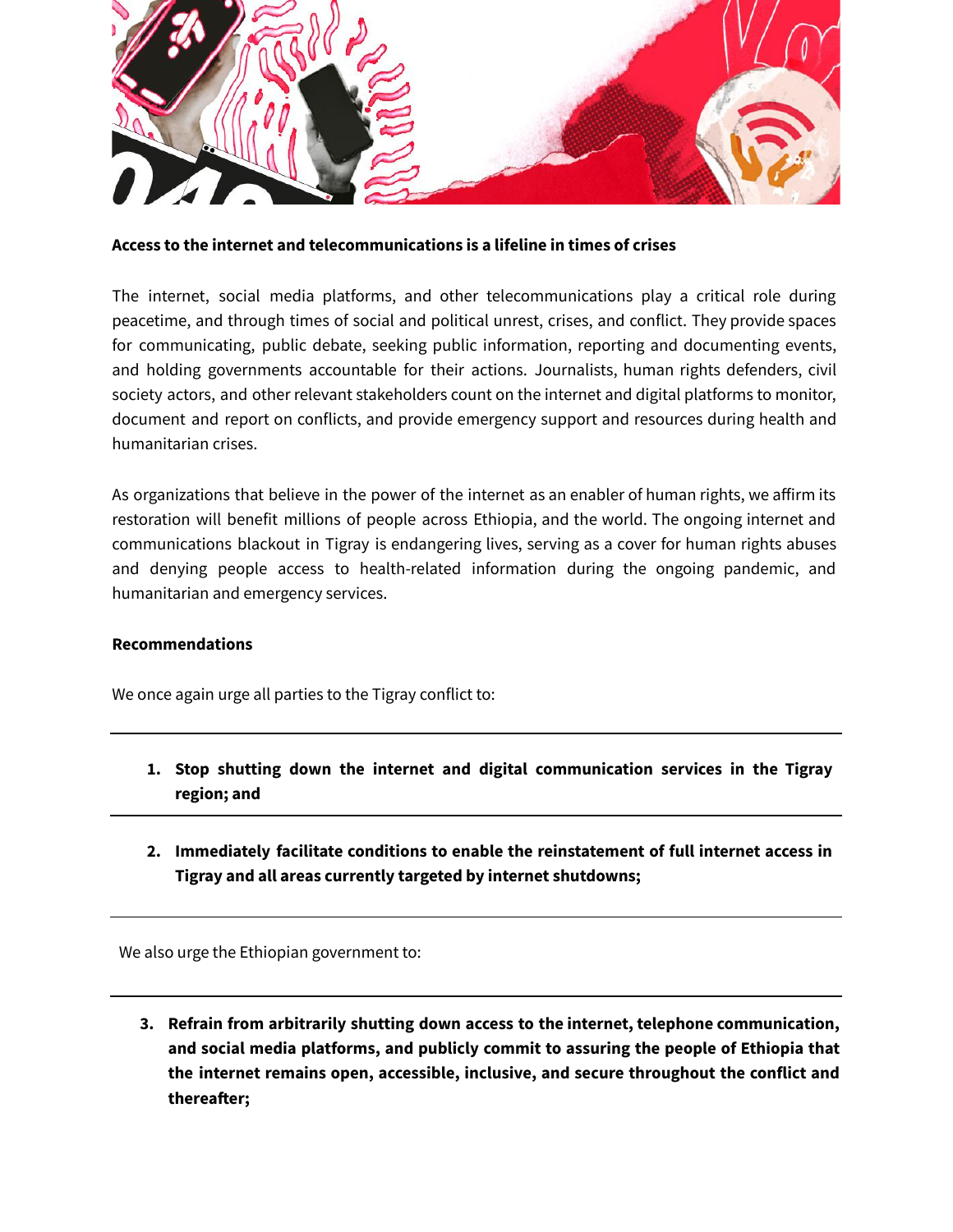**Access to the internet and telecommunications is a lifeline in times of crises**

The internet, social media platforms, and other telecommunications play a critical role during peacetime, and through times of social and political unrest, crises, and conflict. They provide spaces for communicating, public debate, seeking public information, reporting and documenting events, and holding governments accountable for their actions. Journalists, human rights defenders, civil society actors, and other relevant stakeholders count on the internet and digital platforms to monitor, document and report on conflicts, and provide emergency support and resources during health and humanitarian crises.

As organizations that believe in the power of the internet as an enabler of human rights, we affirm its restoration will benefit millions of people across Ethiopia, and the world. The ongoing internet and communications blackout in Tigray is endangering lives, serving as a cover for human rights abuses and denying people access to health-related information during the ongoing pandemic, and humanitarian and emergency services.

**Recommendations**

We once again urge all parties to the Tigray conflict to:

1. **Stop shutting down the internet and digital communication services in the Tigray region; and**
2. **Immediately facilitate conditions to enable the reinstatement of full internet access in Tigray and all areas currently targeted by internet shutdowns;**

We also urge the Ethiopian government to:

3. **Refrain from arbitrarily shutting down access to the internet, telephone communication, and social media platforms, and publicly commit to assuring the people of Ethiopia that the internet remains open, accessible, inclusive, and secure throughout the conflict and thereafter;**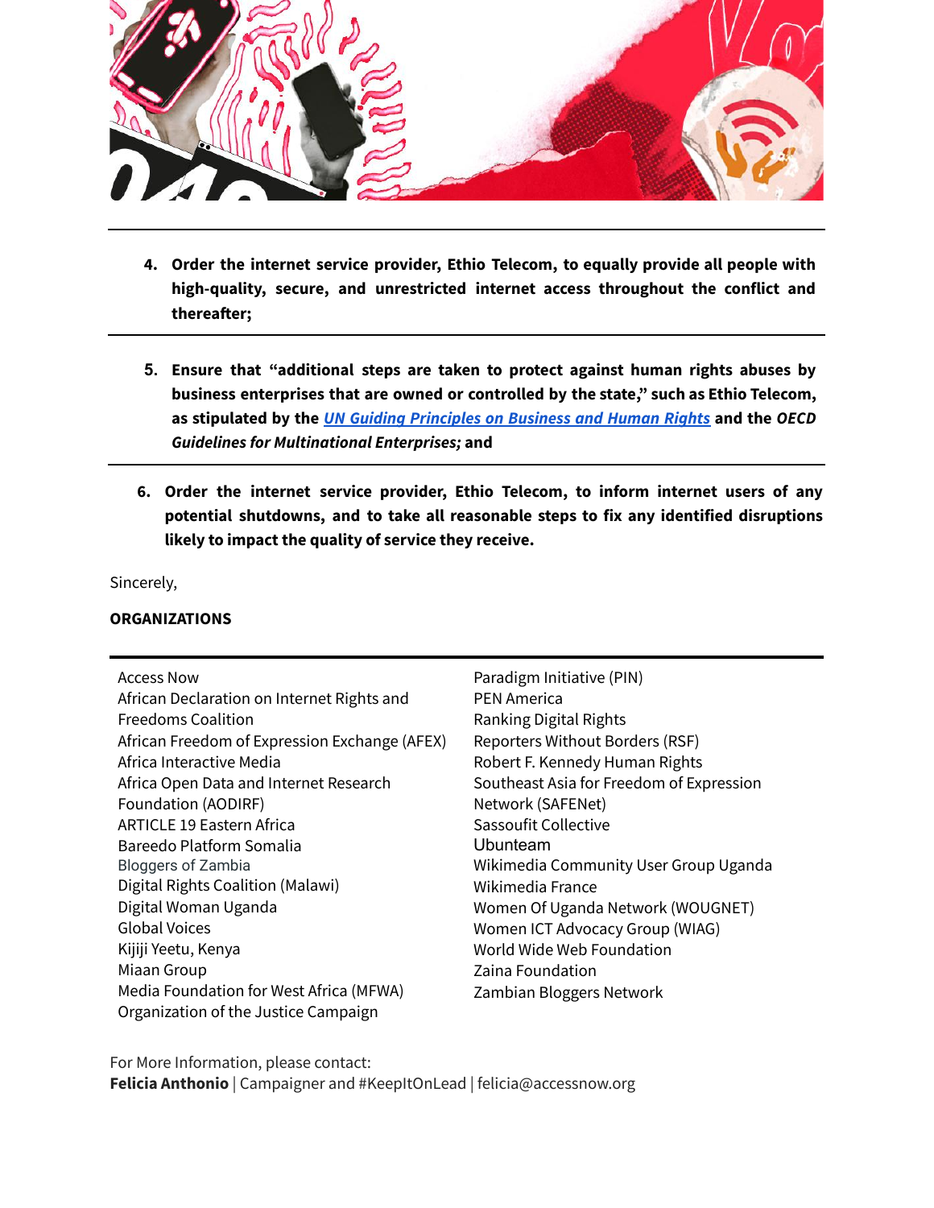4. **Order the internet service provider, Ethio Telecom, to equally provide all people with high-quality, secure, and unrestricted internet access throughout the conflict and thereafter;**

5. **Ensure that "additional steps are taken to protect against human rights abuses by business enterprises that are owned or controlled by the state," such as Ethio Telecom, as stipulated by the *UN Guiding Principles on Business and Human Rights* and the *OECD Guidelines for Multinational Enterprises;* and**

6. **Order the internet service provider, Ethio Telecom, to inform internet users of any potential shutdowns, and to take all reasonable steps to fix any identified disruptions likely to impact the quality of service they receive.**

Sincerely,

**ORGANIZATIONS**

Access Now
African Declaration on Internet Rights and Freedoms Coalition
African Freedom of Expression Exchange (AFEX)
Africa Interactive Media
Africa Open Data and Internet Research Foundation (AODIRF)
ARTICLE 19 Eastern Africa
Bareedo Platform Somalia
Bloggers of Zambia
Digital Rights Coalition (Malawi)
Digital Woman Uganda
Global Voices
Kijiji Yeetu, Kenya
Miaan Group
Media Foundation for West Africa (MFWA)
Organization of the Justice Campaign
Paradigm Initiative (PIN)
PEN America
Ranking Digital Rights
Reporters Without Borders (RSF)
Robert F. Kennedy Human Rights
Southeast Asia for Freedom of Expression Network (SAFENet)
Sassoufit Collective
Ubunteam
Wikimedia Community User Group Uganda
Wikimedia France
Women Of Uganda Network (WOUGNET)
Women ICT Advocacy Group (WIAG)
World Wide Web Foundation
Zaina Foundation
Zambian Bloggers Network

For More Information, please contact:
**Felicia Anthonio** | Campaigner and #KeepItOnLead | felicia@accessnow.org